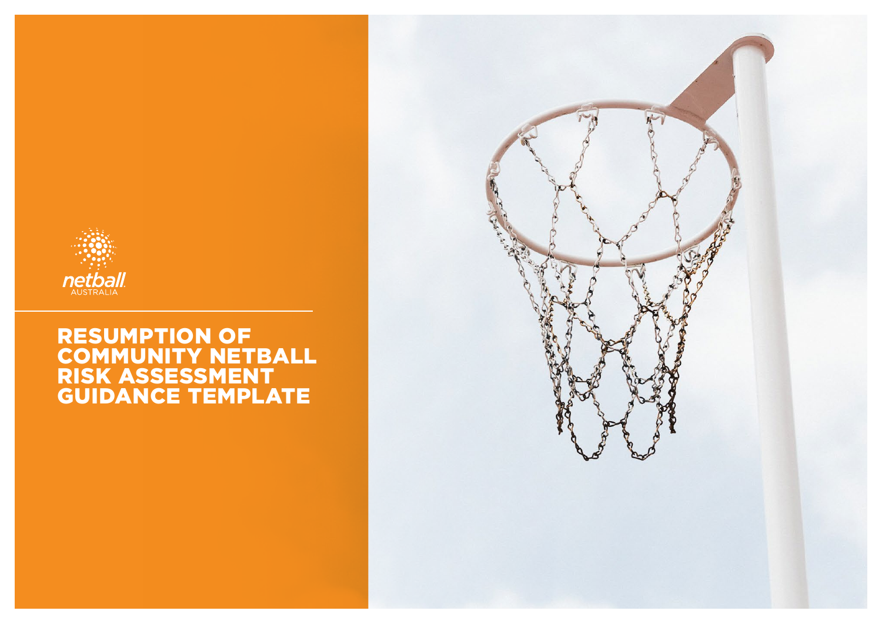netball AUSTRALIA

# RESUMPTION OF COMMUNITY NETBALL RISK ASSESSMENT GUIDANCE TEMPLATE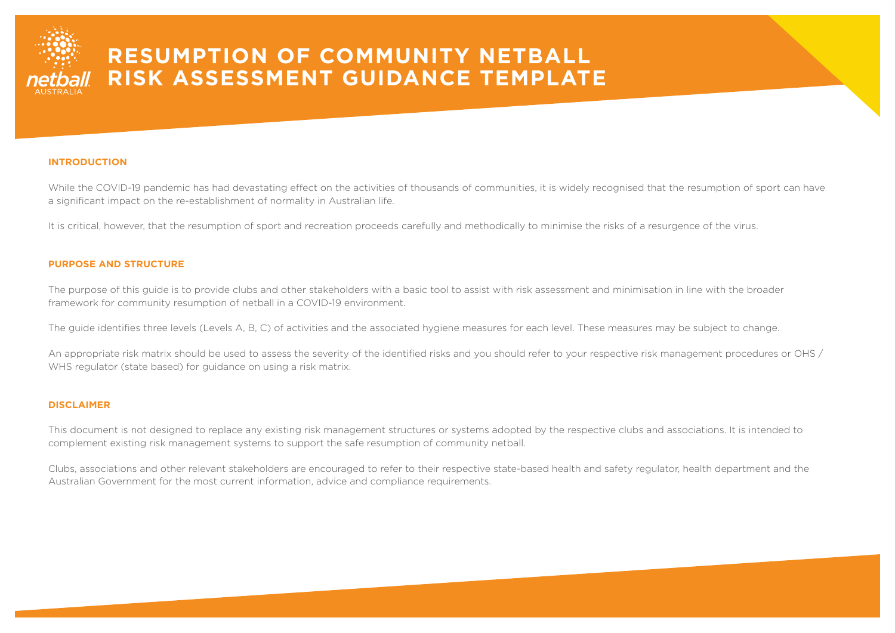# RESUMPTION OF COMMUNITY NETBALL RISK ASSESSMENT GUIDANCE TEMPLATE

## INTRODUCTION

While the COVID-19 pandemic has had devastating effect on the activities of thousands of communities, it is widely recognised that the resumption of sport can have a significant impact on the re-establishment of normality in Australian life.

It is critical, however, that the resumption of sport and recreation proceeds carefully and methodically to minimise the risks of a resurgence of the virus.

## PURPOSE AND STRUCTURE

The purpose of this guide is to provide clubs and other stakeholders with a basic tool to assist with risk assessment and minimisation in line with the broader framework for community resumption of netball in a COVID-19 environment.

The guide identifies three levels (Levels A, B, C) of activities and the associated hygiene measures for each level. These measures may be subject to change.

An appropriate risk matrix should be used to assess the severity of the identified risks and you should refer to your respective risk management procedures or OHS / WHS regulator (state based) for guidance on using a risk matrix.

## DISCLAIMER

This document is not designed to replace any existing risk management structures or systems adopted by the respective clubs and associations. It is intended to complement existing risk management systems to support the safe resumption of community netball.

Clubs, associations and other relevant stakeholders are encouraged to refer to their respective state-based health and safety regulator, health department and the Australian Government for the most current information, advice and compliance requirements.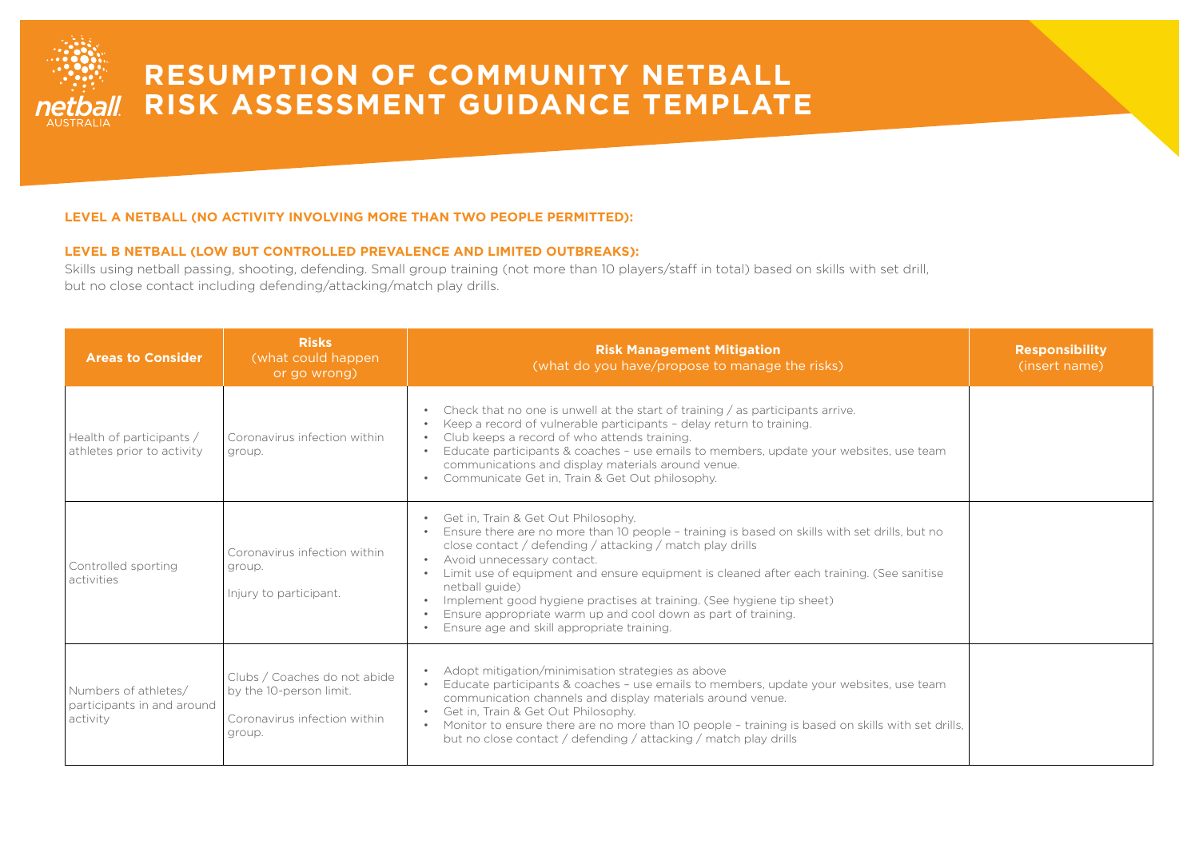# RESUMPTION OF COMMUNITY NETBALL RISK ASSESSMENT GUIDANCE TEMPLATE

**LEVEL A NETBALL (NO ACTIVITY INVOLVING MORE THAN TWO PEOPLE PERMITTED):**

**LEVEL B NETBALL (LOW BUT CONTROLLED PREVALENCE AND LIMITED OUTBREAKS):**

Skills using netball passing, shooting, defending. Small group training (not more than 10 players/staff in total) based on skills with set drill, but no close contact including defending/attacking/match play drills.

| Areas to Consider | Risks (what could happen or go wrong) | Risk Management Mitigation (what do you have/propose to manage the risks) | Responsibility (insert name) |
|---|---|---|---|
| Health of participants / athletes prior to activity | Coronavirus infection within group. | • Check that no one is unwell at the start of training / as participants arrive.<br>• Keep a record of vulnerable participants – delay return to training.<br>• Club keeps a record of who attends training.<br>• Educate participants & coaches – use emails to members, update your websites, use team communications and display materials around venue.<br>• Communicate Get in, Train & Get Out philosophy. | |
| Controlled sporting activities | Coronavirus infection within group.<br><br>Injury to participant. | • Get in, Train & Get Out Philosophy.<br>• Ensure there are no more than 10 people – training is based on skills with set drills, but no close contact / defending / attacking / match play drills<br>• Avoid unnecessary contact.<br>• Limit use of equipment and ensure equipment is cleaned after each training. (See sanitise netball guide)<br>• Implement good hygiene practises at training. (See hygiene tip sheet)<br>• Ensure appropriate warm up and cool down as part of training.<br>• Ensure age and skill appropriate training. | |
| Numbers of athletes/ participants in and around activity | Clubs / Coaches do not abide by the 10-person limit.<br><br>Coronavirus infection within group. | • Adopt mitigation/minimisation strategies as above<br>• Educate participants & coaches – use emails to members, update your websites, use team communication channels and display materials around venue.<br>• Get in, Train & Get Out Philosophy.<br>• Monitor to ensure there are no more than 10 people – training is based on skills with set drills, but no close contact / defending / attacking / match play drills | |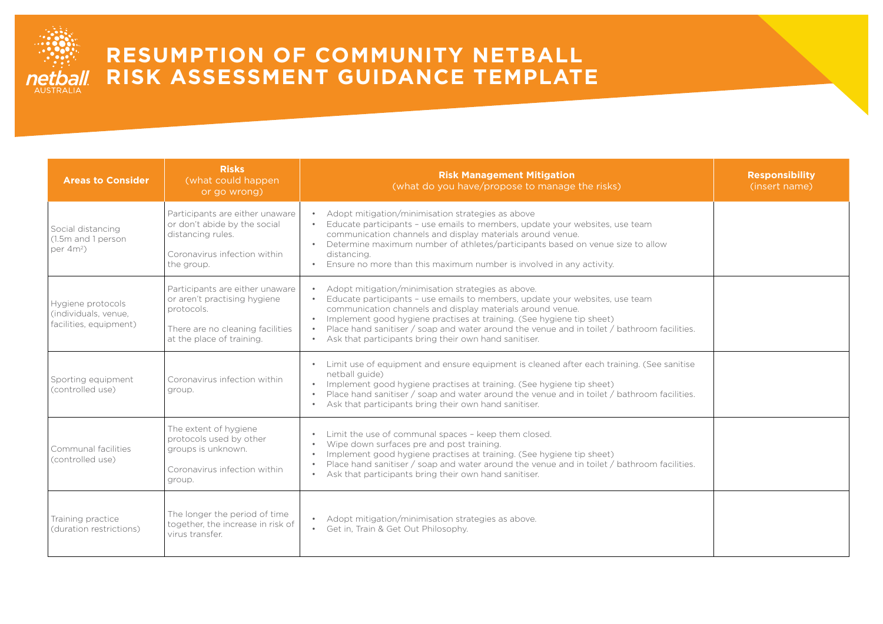# RESUMPTION OF COMMUNITY NETBALL RISK ASSESSMENT GUIDANCE TEMPLATE

| Areas to Consider | Risks (what could happen or go wrong) | Risk Management Mitigation (what do you have/propose to manage the risks) | Responsibility (insert name) |
|---|---|---|---|
| Social distancing (1.5m and 1 person per $4m^2$) | Participants are either unaware or don't abide by the social distancing rules.<br><br>Coronavirus infection within the group. | • Adopt mitigation/minimisation strategies as above<br>• Educate participants – use emails to members, update your websites, use team communication channels and display materials around venue.<br>• Determine maximum number of athletes/participants based on venue size to allow distancing.<br>• Ensure no more than this maximum number is involved in any activity. | |
| Hygiene protocols (individuals, venue, facilities, equipment) | Participants are either unaware or aren't practising hygiene protocols.<br><br>There are no cleaning facilities at the place of training. | • Adopt mitigation/minimisation strategies as above.<br>• Educate participants – use emails to members, update your websites, use team communication channels and display materials around venue.<br>• Implement good hygiene practises at training. (See hygiene tip sheet)<br>• Place hand sanitiser / soap and water around the venue and in toilet / bathroom facilities.<br>• Ask that participants bring their own hand sanitiser. | |
| Sporting equipment (controlled use) | Coronavirus infection within group. | • Limit use of equipment and ensure equipment is cleaned after each training. (See sanitise netball guide)<br>• Implement good hygiene practises at training. (See hygiene tip sheet)<br>• Place hand sanitiser / soap and water around the venue and in toilet / bathroom facilities.<br>• Ask that participants bring their own hand sanitiser. | |
| Communal facilities (controlled use) | The extent of hygiene protocols used by other groups is unknown.<br><br>Coronavirus infection within group. | • Limit the use of communal spaces – keep them closed.<br>• Wipe down surfaces pre and post training.<br>• Implement good hygiene practises at training. (See hygiene tip sheet)<br>• Place hand sanitiser / soap and water around the venue and in toilet / bathroom facilities.<br>• Ask that participants bring their own hand sanitiser. | |
| Training practice (duration restrictions) | The longer the period of time together, the increase in risk of virus transfer. | • Adopt mitigation/minimisation strategies as above.<br>• Get in, Train & Get Out Philosophy. | |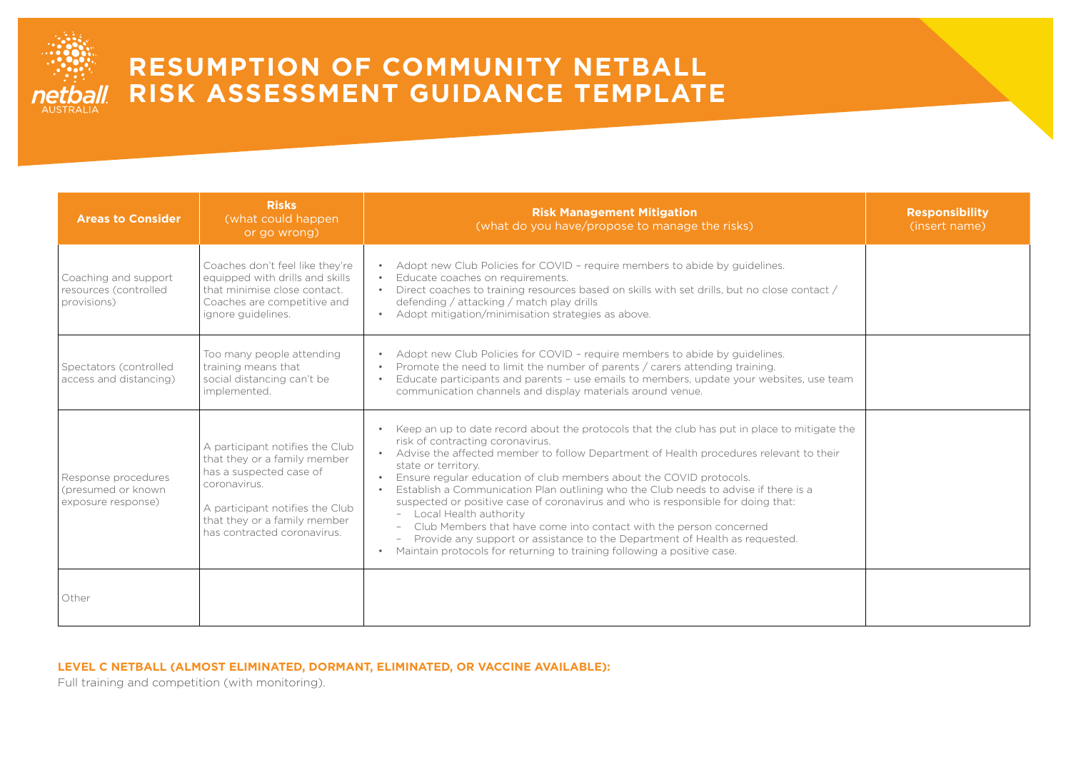# RESUMPTION OF COMMUNITY NETBALL RISK ASSESSMENT GUIDANCE TEMPLATE

| Areas to Consider | Risks (what could happen or go wrong) | Risk Management Mitigation (what do you have/propose to manage the risks) | Responsibility (insert name) |
|---|---|---|---|
| Coaching and support resources (controlled provisions) | Coaches don't feel like they're equipped with drills and skills that minimise close contact. Coaches are competitive and ignore guidelines. | • Adopt new Club Policies for COVID – require members to abide by guidelines.<br>• Educate coaches on requirements.<br>• Direct coaches to training resources based on skills with set drills, but no close contact / defending / attacking / match play drills<br>• Adopt mitigation/minimisation strategies as above. | |
| Spectators (controlled access and distancing) | Too many people attending training means that social distancing can't be implemented. | • Adopt new Club Policies for COVID – require members to abide by guidelines.<br>• Promote the need to limit the number of parents / carers attending training.<br>• Educate participants and parents – use emails to members, update your websites, use team communication channels and display materials around venue. | |
| Response procedures (presumed or known exposure response) | A participant notifies the Club that they or a family member has a suspected case of coronavirus.<br><br>A participant notifies the Club that they or a family member has contracted coronavirus. | • Keep an up to date record about the protocols that the club has put in place to mitigate the risk of contracting coronavirus.<br>• Advise the affected member to follow Department of Health procedures relevant to their state or territory.<br>• Ensure regular education of club members about the COVID protocols.<br>• Establish a Communication Plan outlining who the Club needs to advise if there is a suspected or positive case of coronavirus and who is responsible for doing that:<br>– Local Health authority<br>– Club Members that have come into contact with the person concerned<br>– Provide any support or assistance to the Department of Health as requested.<br>• Maintain protocols for returning to training following a positive case. | |
| Other | | | |

**LEVEL C NETBALL (ALMOST ELIMINATED, DORMANT, ELIMINATED, OR VACCINE AVAILABLE):**

Full training and competition (with monitoring).